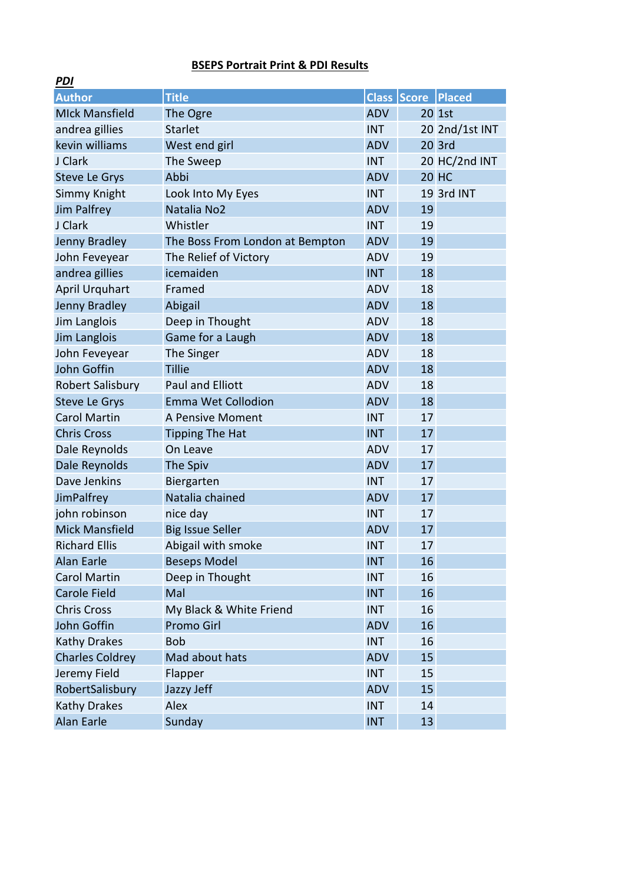# BSEPS Portrait Print & PDI Results

***PDI***

| Author | Title | Class | Score | Placed |
|---|---|---|---|---|
| MIck Mansfield | The Ogre | ADV | 20 | 1st |
| andrea gillies | Starlet | INT | 20 | 2nd/1st INT |
| kevin williams | West end girl | ADV | 20 | 3rd |
| J Clark | The Sweep | INT | 20 | HC/2nd INT |
| Steve Le Grys | Abbi | ADV | 20 | HC |
| Simmy Knight | Look Into My Eyes | INT | 19 | 3rd INT |
| Jim Palfrey | Natalia No2 | ADV | 19 | |
| J Clark | Whistler | INT | 19 | |
| Jenny Bradley | The Boss From London at Bempton | ADV | 19 | |
| John Feveyear | The Relief of Victory | ADV | 19 | |
| andrea gillies | icemaiden | INT | 18 | |
| April Urquhart | Framed | ADV | 18 | |
| Jenny Bradley | Abigail | ADV | 18 | |
| Jim Langlois | Deep in Thought | ADV | 18 | |
| Jim Langlois | Game for a Laugh | ADV | 18 | |
| John Feveyear | The Singer | ADV | 18 | |
| John Goffin | Tillie | ADV | 18 | |
| Robert Salisbury | Paul and Elliott | ADV | 18 | |
| Steve Le Grys | Emma Wet Collodion | ADV | 18 | |
| Carol Martin | A Pensive Moment | INT | 17 | |
| Chris Cross | Tipping The Hat | INT | 17 | |
| Dale Reynolds | On Leave | ADV | 17 | |
| Dale Reynolds | The Spiv | ADV | 17 | |
| Dave Jenkins | Biergarten | INT | 17 | |
| JimPalfrey | Natalia chained | ADV | 17 | |
| john robinson | nice day | INT | 17 | |
| Mick Mansfield | Big Issue Seller | ADV | 17 | |
| Richard Ellis | Abigail with smoke | INT | 17 | |
| Alan Earle | Beseps Model | INT | 16 | |
| Carol Martin | Deep in Thought | INT | 16 | |
| Carole Field | Mal | INT | 16 | |
| Chris Cross | My Black & White Friend | INT | 16 | |
| John Goffin | Promo Girl | ADV | 16 | |
| Kathy Drakes | Bob | INT | 16 | |
| Charles Coldrey | Mad about hats | ADV | 15 | |
| Jeremy Field | Flapper | INT | 15 | |
| RobertSalisbury | Jazzy Jeff | ADV | 15 | |
| Kathy Drakes | Alex | INT | 14 | |
| Alan Earle | Sunday | INT | 13 | |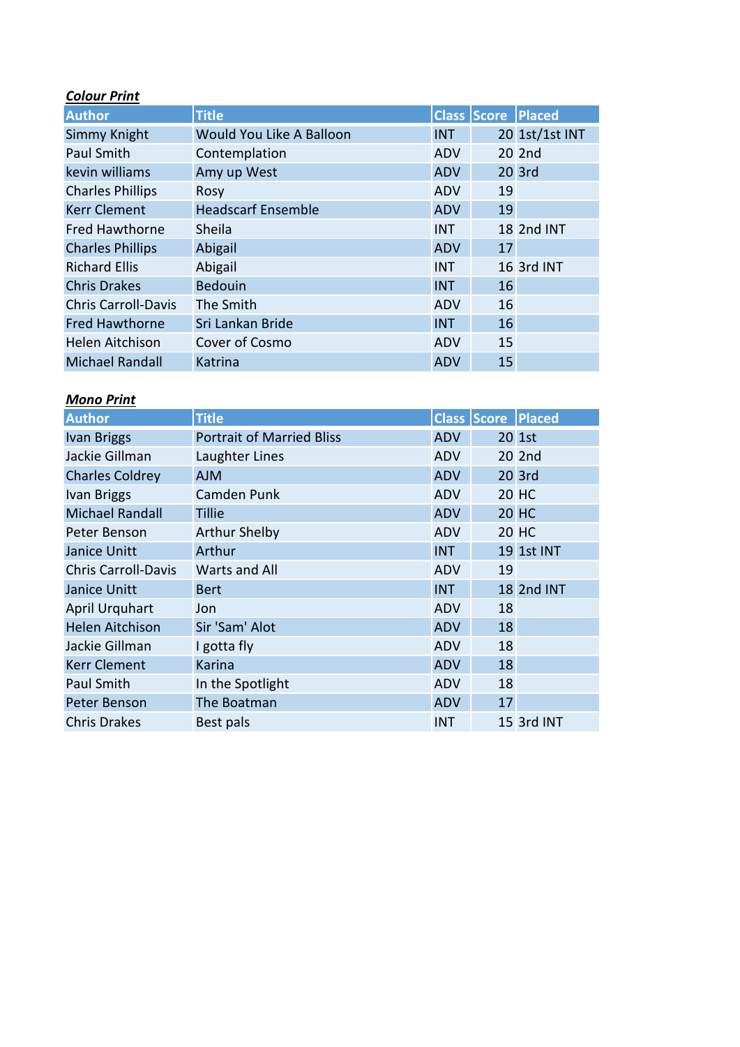***Colour Print***

| Author | Title | Class | Score | Placed |
|---|---|---|---|---|
| Simmy Knight | Would You Like A Balloon | INT | 20 | 1st/1st INT |
| Paul Smith | Contemplation | ADV | 20 | 2nd |
| kevin williams | Amy up West | ADV | 20 | 3rd |
| Charles Phillips | Rosy | ADV | 19 | |
| Kerr Clement | Headscarf Ensemble | ADV | 19 | |
| Fred Hawthorne | Sheila | INT | 18 | 2nd INT |
| Charles Phillips | Abigail | ADV | 17 | |
| Richard Ellis | Abigail | INT | 16 | 3rd INT |
| Chris Drakes | Bedouin | INT | 16 | |
| Chris Carroll-Davis | The Smith | ADV | 16 | |
| Fred Hawthorne | Sri Lankan Bride | INT | 16 | |
| Helen Aitchison | Cover of Cosmo | ADV | 15 | |
| Michael Randall | Katrina | ADV | 15 | |

***Mono Print***

| Author | Title | Class | Score | Placed |
|---|---|---|---|---|
| Ivan Briggs | Portrait of Married Bliss | ADV | 20 | 1st |
| Jackie Gillman | Laughter Lines | ADV | 20 | 2nd |
| Charles Coldrey | AJM | ADV | 20 | 3rd |
| Ivan Briggs | Camden Punk | ADV | 20 | HC |
| Michael Randall | Tillie | ADV | 20 | HC |
| Peter Benson | Arthur Shelby | ADV | 20 | HC |
| Janice Unitt | Arthur | INT | 19 | 1st INT |
| Chris Carroll-Davis | Warts and All | ADV | 19 | |
| Janice Unitt | Bert | INT | 18 | 2nd INT |
| April Urquhart | Jon | ADV | 18 | |
| Helen Aitchison | Sir 'Sam' Alot | ADV | 18 | |
| Jackie Gillman | I gotta fly | ADV | 18 | |
| Kerr Clement | Karina | ADV | 18 | |
| Paul Smith | In the Spotlight | ADV | 18 | |
| Peter Benson | The Boatman | ADV | 17 | |
| Chris Drakes | Best pals | INT | 15 | 3rd INT |